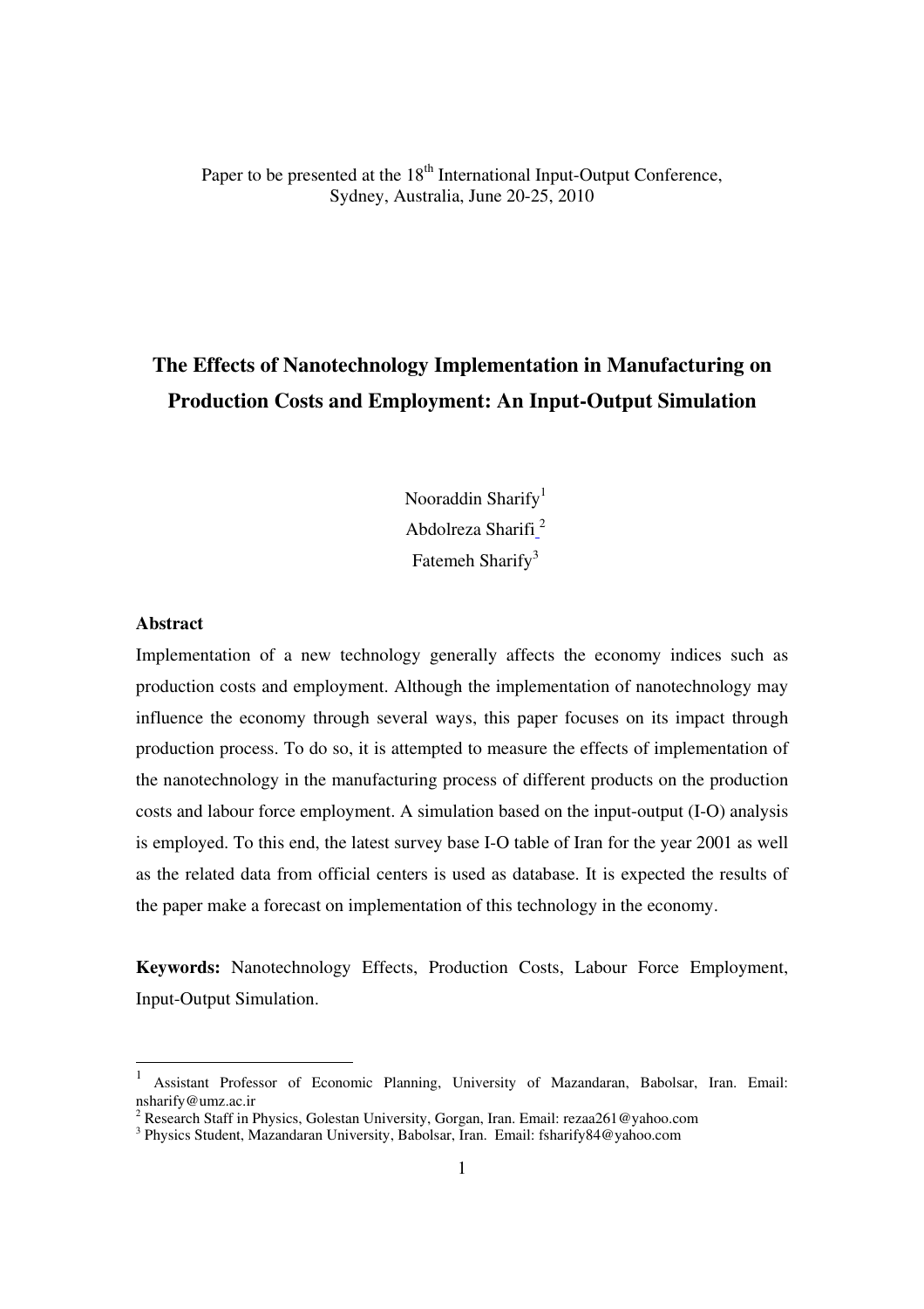Paper to be presented at the 18th International Input-Output Conference, Sydney, Australia, June 20-25, 2010

# The Effects of Nanotechnology Implementation in Manufacturing on Production Costs and Employment: An Input-Output Simulation

Nooraddin Sharify[1]
Abdolreza Sharifi[2]
Fatemeh Sharify[3]

## Abstract

Implementation of a new technology generally affects the economy indices such as production costs and employment. Although the implementation of nanotechnology may influence the economy through several ways, this paper focuses on its impact through production process. To do so, it is attempted to measure the effects of implementation of the nanotechnology in the manufacturing process of different products on the production costs and labour force employment. A simulation based on the input-output (I-O) analysis is employed. To this end, the latest survey base I-O table of Iran for the year 2001 as well as the related data from official centers is used as database. It is expected the results of the paper make a forecast on implementation of this technology in the economy.

**Keywords:** Nanotechnology Effects, Production Costs, Labour Force Employment, Input-Output Simulation.

---

[1] Assistant Professor of Economic Planning, University of Mazandaran, Babolsar, Iran. Email: nsharify@umz.ac.ir

[2] Research Staff in Physics, Golestan University, Gorgan, Iran. Email: rezaa261@yahoo.com

[3] Physics Student, Mazandaran University, Babolsar, Iran. Email: fsharify84@yahoo.com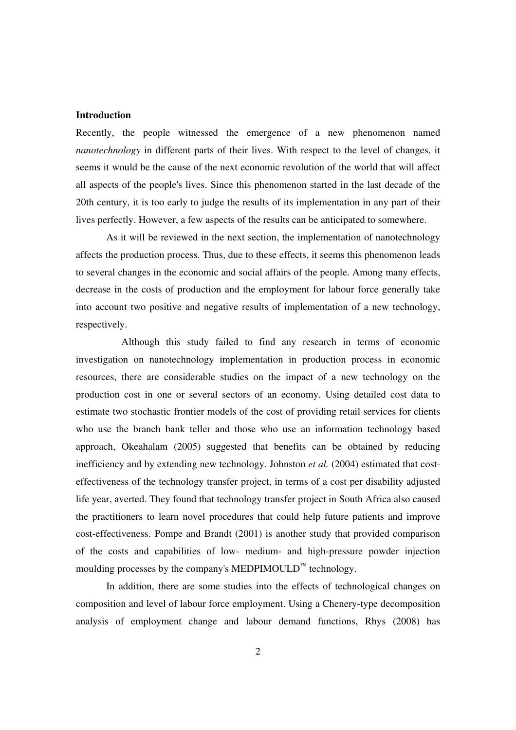**Introduction**

Recently, the people witnessed the emergence of a new phenomenon named *nanotechnology* in different parts of their lives. With respect to the level of changes, it seems it would be the cause of the next economic revolution of the world that will affect all aspects of the people's lives. Since this phenomenon started in the last decade of the 20th century, it is too early to judge the results of its implementation in any part of their lives perfectly. However, a few aspects of the results can be anticipated to somewhere.

As it will be reviewed in the next section, the implementation of nanotechnology affects the production process. Thus, due to these effects, it seems this phenomenon leads to several changes in the economic and social affairs of the people. Among many effects, decrease in the costs of production and the employment for labour force generally take into account two positive and negative results of implementation of a new technology, respectively.

Although this study failed to find any research in terms of economic investigation on nanotechnology implementation in production process in economic resources, there are considerable studies on the impact of a new technology on the production cost in one or several sectors of an economy. Using detailed cost data to estimate two stochastic frontier models of the cost of providing retail services for clients who use the branch bank teller and those who use an information technology based approach, Okeahalam (2005) suggested that benefits can be obtained by reducing inefficiency and by extending new technology. Johnston *et al.* (2004) estimated that cost-effectiveness of the technology transfer project, in terms of a cost per disability adjusted life year, averted. They found that technology transfer project in South Africa also caused the practitioners to learn novel procedures that could help future patients and improve cost-effectiveness. Pompe and Brandt (2001) is another study that provided comparison of the costs and capabilities of low- medium- and high-pressure powder injection moulding processes by the company's MEDPIMOULD™ technology.

In addition, there are some studies into the effects of technological changes on composition and level of labour force employment. Using a Chenery-type decomposition analysis of employment change and labour demand functions, Rhys (2008) has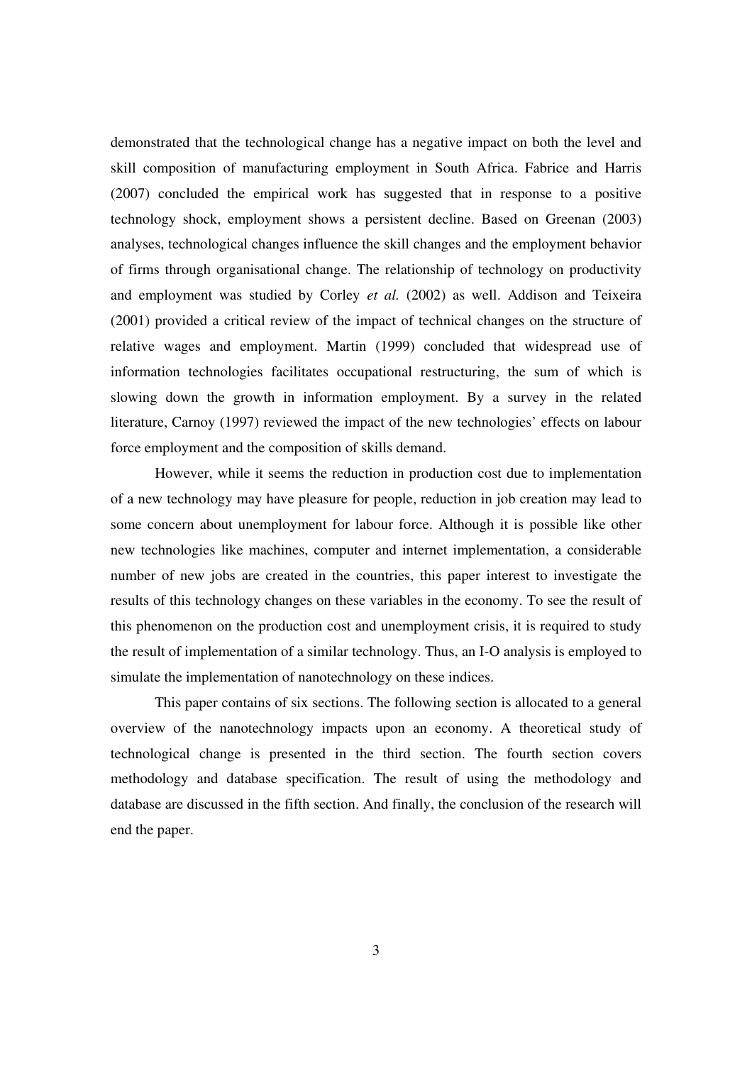demonstrated that the technological change has a negative impact on both the level and skill composition of manufacturing employment in South Africa. Fabrice and Harris (2007) concluded the empirical work has suggested that in response to a positive technology shock, employment shows a persistent decline. Based on Greenan (2003) analyses, technological changes influence the skill changes and the employment behavior of firms through organisational change. The relationship of technology on productivity and employment was studied by Corley *et al.* (2002) as well. Addison and Teixeira (2001) provided a critical review of the impact of technical changes on the structure of relative wages and employment. Martin (1999) concluded that widespread use of information technologies facilitates occupational restructuring, the sum of which is slowing down the growth in information employment. By a survey in the related literature, Carnoy (1997) reviewed the impact of the new technologies' effects on labour force employment and the composition of skills demand.

However, while it seems the reduction in production cost due to implementation of a new technology may have pleasure for people, reduction in job creation may lead to some concern about unemployment for labour force. Although it is possible like other new technologies like machines, computer and internet implementation, a considerable number of new jobs are created in the countries, this paper interest to investigate the results of this technology changes on these variables in the economy. To see the result of this phenomenon on the production cost and unemployment crisis, it is required to study the result of implementation of a similar technology. Thus, an I-O analysis is employed to simulate the implementation of nanotechnology on these indices.

This paper contains of six sections. The following section is allocated to a general overview of the nanotechnology impacts upon an economy. A theoretical study of technological change is presented in the third section. The fourth section covers methodology and database specification. The result of using the methodology and database are discussed in the fifth section. And finally, the conclusion of the research will end the paper.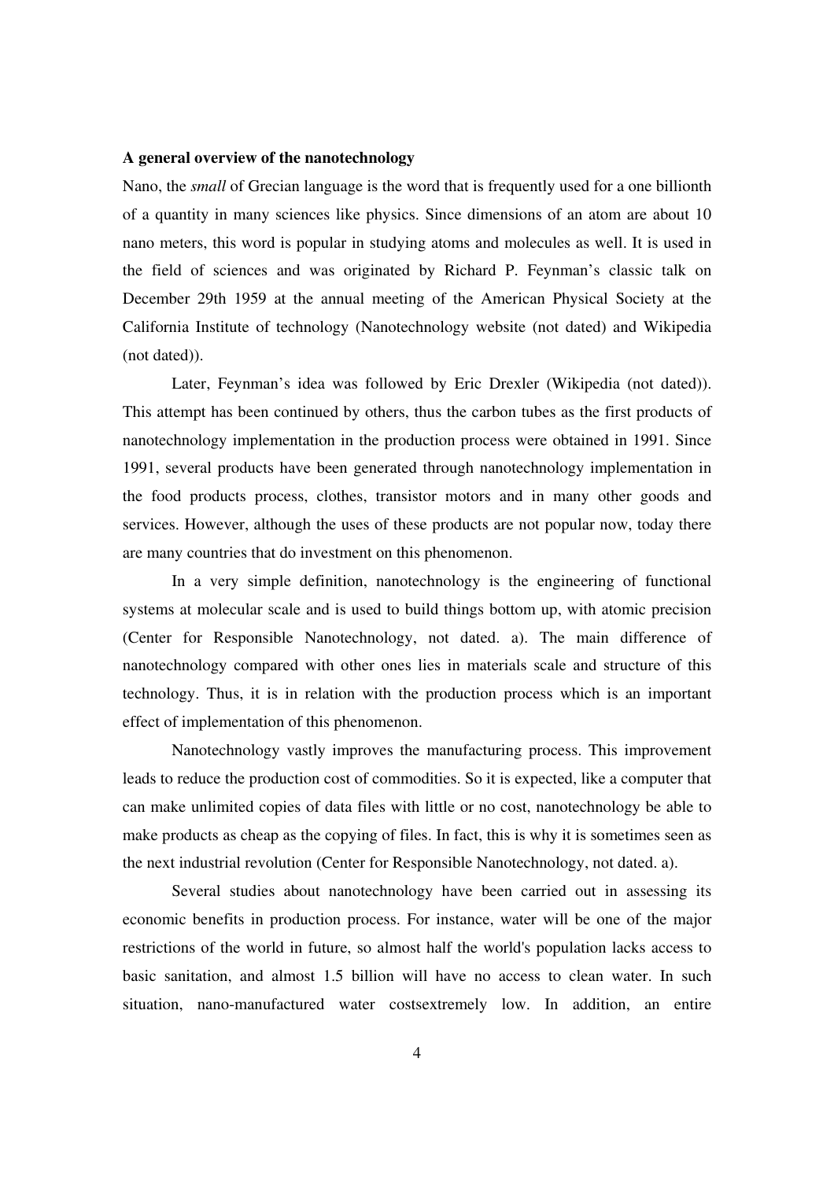**A general overview of the nanotechnology**

Nano, the *small* of Grecian language is the word that is frequently used for a one billionth of a quantity in many sciences like physics. Since dimensions of an atom are about 10 nano meters, this word is popular in studying atoms and molecules as well. It is used in the field of sciences and was originated by Richard P. Feynman's classic talk on December 29th 1959 at the annual meeting of the American Physical Society at the California Institute of technology (Nanotechnology website (not dated) and Wikipedia (not dated)).

Later, Feynman's idea was followed by Eric Drexler (Wikipedia (not dated)). This attempt has been continued by others, thus the carbon tubes as the first products of nanotechnology implementation in the production process were obtained in 1991. Since 1991, several products have been generated through nanotechnology implementation in the food products process, clothes, transistor motors and in many other goods and services. However, although the uses of these products are not popular now, today there are many countries that do investment on this phenomenon.

In a very simple definition, nanotechnology is the engineering of functional systems at molecular scale and is used to build things bottom up, with atomic precision (Center for Responsible Nanotechnology, not dated. a). The main difference of nanotechnology compared with other ones lies in materials scale and structure of this technology. Thus, it is in relation with the production process which is an important effect of implementation of this phenomenon.

Nanotechnology vastly improves the manufacturing process. This improvement leads to reduce the production cost of commodities. So it is expected, like a computer that can make unlimited copies of data files with little or no cost, nanotechnology be able to make products as cheap as the copying of files. In fact, this is why it is sometimes seen as the next industrial revolution (Center for Responsible Nanotechnology, not dated. a).

Several studies about nanotechnology have been carried out in assessing its economic benefits in production process. For instance, water will be one of the major restrictions of the world in future, so almost half the world's population lacks access to basic sanitation, and almost 1.5 billion will have no access to clean water. In such situation, nano-manufactured water costsextremely low. In addition, an entire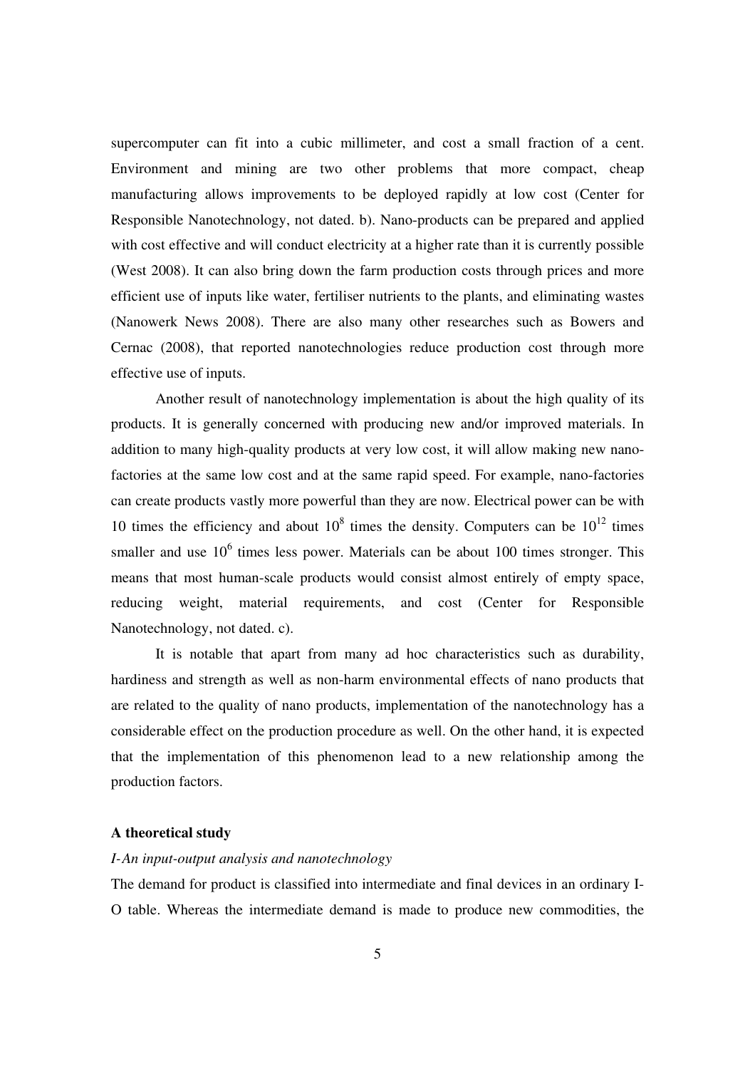supercomputer can fit into a cubic millimeter, and cost a small fraction of a cent. Environment and mining are two other problems that more compact, cheap manufacturing allows improvements to be deployed rapidly at low cost (Center for Responsible Nanotechnology, not dated. b). Nano-products can be prepared and applied with cost effective and will conduct electricity at a higher rate than it is currently possible (West 2008). It can also bring down the farm production costs through prices and more efficient use of inputs like water, fertiliser nutrients to the plants, and eliminating wastes (Nanowerk News 2008). There are also many other researches such as Bowers and Cernac (2008), that reported nanotechnologies reduce production cost through more effective use of inputs.

Another result of nanotechnology implementation is about the high quality of its products. It is generally concerned with producing new and/or improved materials. In addition to many high-quality products at very low cost, it will allow making new nano-factories at the same low cost and at the same rapid speed. For example, nano-factories can create products vastly more powerful than they are now. Electrical power can be with 10 times the efficiency and about $10^8$ times the density. Computers can be $10^{12}$ times smaller and use $10^6$ times less power. Materials can be about 100 times stronger. This means that most human-scale products would consist almost entirely of empty space, reducing weight, material requirements, and cost (Center for Responsible Nanotechnology, not dated. c).

It is notable that apart from many ad hoc characteristics such as durability, hardiness and strength as well as non-harm environmental effects of nano products that are related to the quality of nano products, implementation of the nanotechnology has a considerable effect on the production procedure as well. On the other hand, it is expected that the implementation of this phenomenon lead to a new relationship among the production factors.

## A theoretical study

### *I-An input-output analysis and nanotechnology*

The demand for product is classified into intermediate and final devices in an ordinary I-O table. Whereas the intermediate demand is made to produce new commodities, the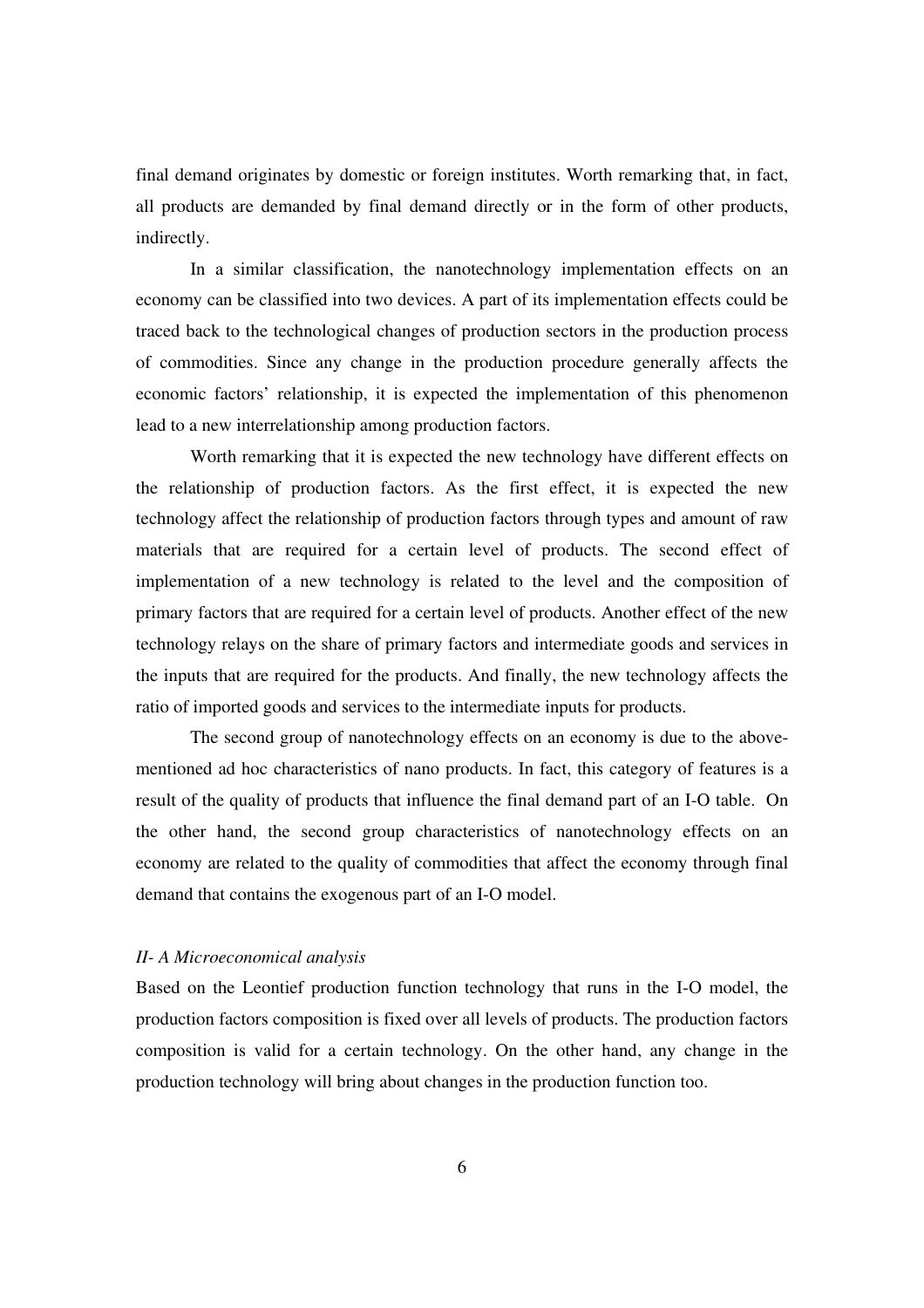final demand originates by domestic or foreign institutes. Worth remarking that, in fact, all products are demanded by final demand directly or in the form of other products, indirectly.

In a similar classification, the nanotechnology implementation effects on an economy can be classified into two devices. A part of its implementation effects could be traced back to the technological changes of production sectors in the production process of commodities. Since any change in the production procedure generally affects the economic factors' relationship, it is expected the implementation of this phenomenon lead to a new interrelationship among production factors.

Worth remarking that it is expected the new technology have different effects on the relationship of production factors. As the first effect, it is expected the new technology affect the relationship of production factors through types and amount of raw materials that are required for a certain level of products. The second effect of implementation of a new technology is related to the level and the composition of primary factors that are required for a certain level of products. Another effect of the new technology relays on the share of primary factors and intermediate goods and services in the inputs that are required for the products. And finally, the new technology affects the ratio of imported goods and services to the intermediate inputs for products.

The second group of nanotechnology effects on an economy is due to the above-mentioned ad hoc characteristics of nano products. In fact, this category of features is a result of the quality of products that influence the final demand part of an I-O table. On the other hand, the second group characteristics of nanotechnology effects on an economy are related to the quality of commodities that affect the economy through final demand that contains the exogenous part of an I-O model.

### *II- A Microeconomical analysis*

Based on the Leontief production function technology that runs in the I-O model, the production factors composition is fixed over all levels of products. The production factors composition is valid for a certain technology. On the other hand, any change in the production technology will bring about changes in the production function too.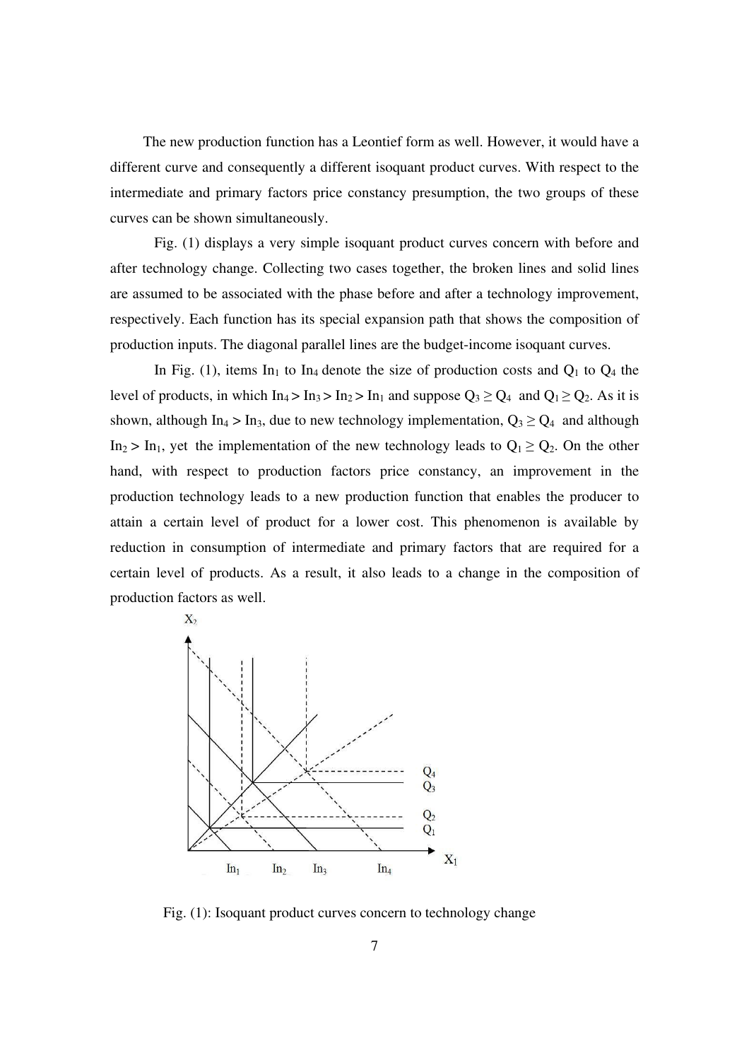The new production function has a Leontief form as well. However, it would have a different curve and consequently a different isoquant product curves. With respect to the intermediate and primary factors price constancy presumption, the two groups of these curves can be shown simultaneously.

Fig. (1) displays a very simple isoquant product curves concern with before and after technology change. Collecting two cases together, the broken lines and solid lines are assumed to be associated with the phase before and after a technology improvement, respectively. Each function has its special expansion path that shows the composition of production inputs. The diagonal parallel lines are the budget-income isoquant curves.

In Fig. (1), items $In_1$ to $In_4$ denote the size of production costs and $Q_1$ to $Q_4$ the level of products, in which $In_4 > In_3 > In_2 > In_1$ and suppose $Q_3 \geq Q_4$ and $Q_1 \geq Q_2$. As it is shown, although $In_4 > In_3$, due to new technology implementation, $Q_3 \geq Q_4$ and although $In_2 > In_1$, yet the implementation of the new technology leads to $Q_1 \geq Q_2$. On the other hand, with respect to production factors price constancy, an improvement in the production technology leads to a new production function that enables the producer to attain a certain level of product for a lower cost. This phenomenon is available by reduction in consumption of intermediate and primary factors that are required for a certain level of products. As a result, it also leads to a change in the composition of production factors as well.

Fig. (1): Isoquant product curves concern to technology change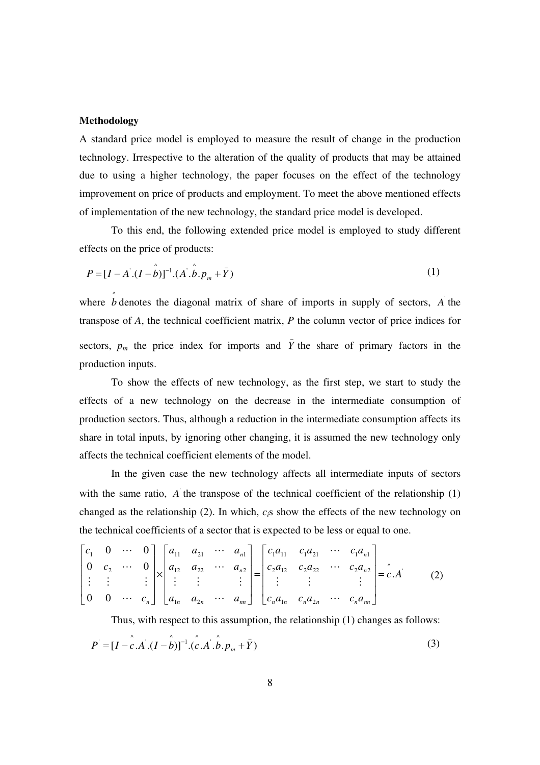**Methodology**

A standard price model is employed to measure the result of change in the production technology. Irrespective to the alteration of the quality of products that may be attained due to using a higher technology, the paper focuses on the effect of the technology improvement on price of products and employment. To meet the above mentioned effects of implementation of the new technology, the standard price model is developed.

To this end, the following extended price model is employed to study different effects on the price of products:

$$P = [I - A^{'}.(I - \hat{b})]^{-1}.(A^{'}.\hat{b}.p_m + \bar{Y}) \tag{1}$$

where $\hat{b}$ denotes the diagonal matrix of share of imports in supply of sectors, $A^{'}$ the transpose of *A*, the technical coefficient matrix, *P* the column vector of price indices for sectors, $p_m$ the price index for imports and $\bar{Y}$ the share of primary factors in the production inputs.

To show the effects of new technology, as the first step, we start to study the effects of a new technology on the decrease in the intermediate consumption of production sectors. Thus, although a reduction in the intermediate consumption affects its share in total inputs, by ignoring other changing, it is assumed the new technology only affects the technical coefficient elements of the model.

In the given case the new technology affects all intermediate inputs of sectors with the same ratio, $A^{'}$ the transpose of the technical coefficient of the relationship (1) changed as the relationship (2). In which, $c_i$s show the effects of the new technology on the technical coefficients of a sector that is expected to be less or equal to one.

$$\begin{bmatrix} c_1 & 0 & \cdots & 0 \\ 0 & c_2 & \cdots & 0 \\ \vdots & \vdots & & \vdots \\ 0 & 0 & \cdots & c_n \end{bmatrix} \times \begin{bmatrix} a_{11} & a_{21} & \cdots & a_{n1} \\ a_{12} & a_{22} & \cdots & a_{n2} \\ \vdots & \vdots & & \vdots \\ a_{1n} & a_{2n} & \cdots & a_{nn} \end{bmatrix} = \begin{bmatrix} c_1 a_{11} & c_1 a_{21} & \cdots & c_1 a_{n1} \\ c_2 a_{12} & c_2 a_{22} & \cdots & c_2 a_{n2} \\ \vdots & \vdots & & \vdots \\ c_n a_{1n} & c_n a_{2n} & \cdots & c_n a_{nn} \end{bmatrix} = \hat{c}.A^{'} \tag{2}$$

Thus, with respect to this assumption, the relationship (1) changes as follows:

$$P^{'} = [I - \hat{c}.A^{'}.(I - \hat{b})]^{-1}.(\hat{c}.A^{'}.\hat{b}.p_m + \bar{Y}) \tag{3}$$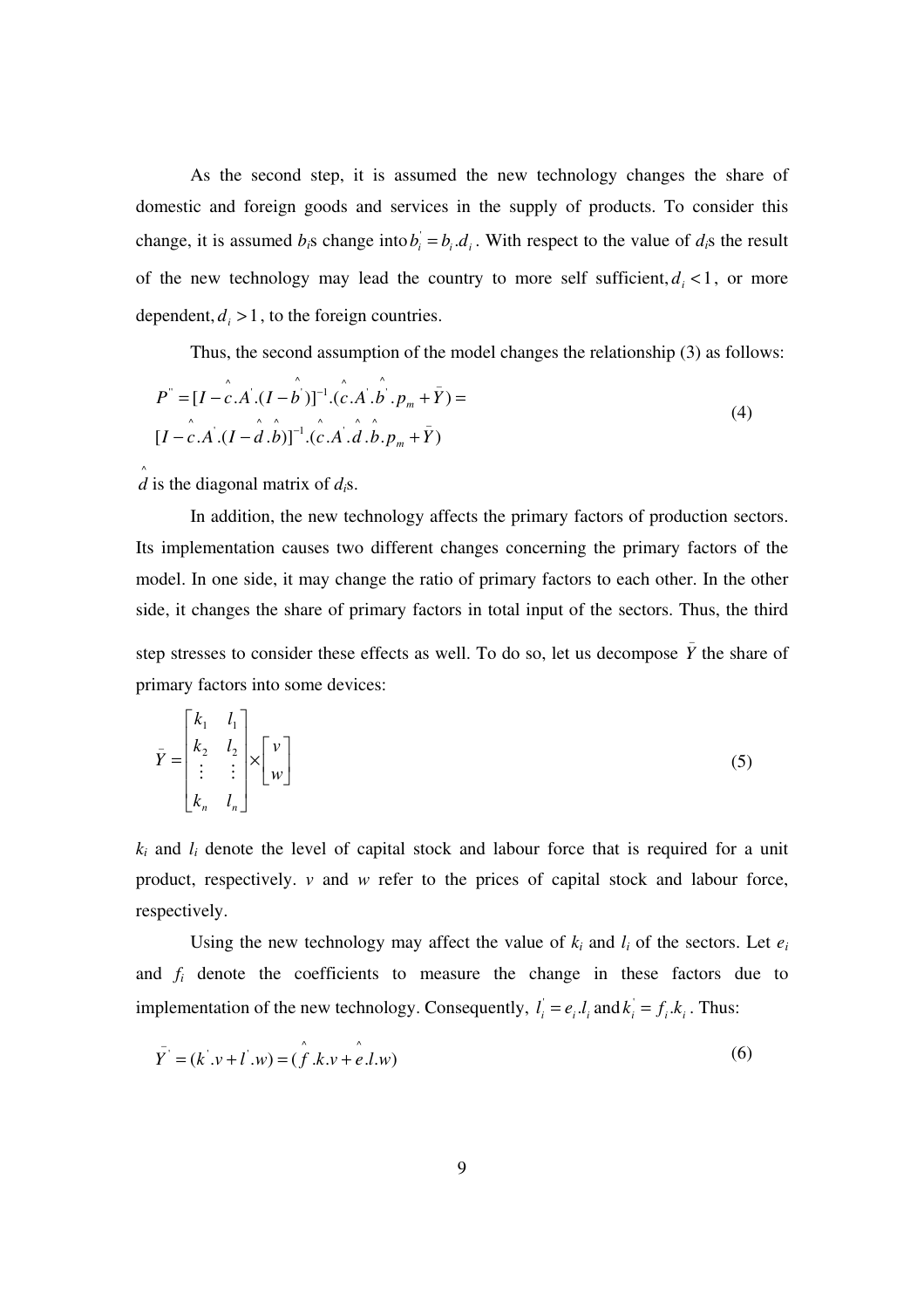As the second step, it is assumed the new technology changes the share of domestic and foreign goods and services in the supply of products. To consider this change, it is assumed $b_i$s change into $b_i^{'} = b_i.d_i$. With respect to the value of $d_i$s the result of the new technology may lead the country to more self sufficient, $d_i < 1$, or more dependent, $d_i > 1$, to the foreign countries.

Thus, the second assumption of the model changes the relationship (3) as follows:

$$
\begin{aligned}
P^{''} &= [I - \hat{c}.A^{'}.(I - \hat{b}^{'})]^{-1}.(\hat{c}.A^{'}.\hat{b}^{'}.p_m + \bar{Y}) = \\
&[I - \hat{c}.A^{'}.(I - \hat{d}.\hat{b})]^{-1}.(\hat{c}.A^{'}.\hat{d}.\hat{b}.p_m + \bar{Y})
\end{aligned}
\tag{4}
$$

$\hat{d}$ is the diagonal matrix of $d_i$s.

In addition, the new technology affects the primary factors of production sectors. Its implementation causes two different changes concerning the primary factors of the model. In one side, it may change the ratio of primary factors to each other. In the other side, it changes the share of primary factors in total input of the sectors. Thus, the third step stresses to consider these effects as well. To do so, let us decompose $\bar{Y}$ the share of primary factors into some devices:

$$
\bar{Y} = \begin{bmatrix} k_1 & l_1 \\ k_2 & l_2 \\ \vdots & \vdots \\ k_n & l_n \end{bmatrix} \times \begin{bmatrix} v \\ w \end{bmatrix}
\tag{5}
$$

$k_i$ and $l_i$ denote the level of capital stock and labour force that is required for a unit product, respectively. $v$ and $w$ refer to the prices of capital stock and labour force, respectively.

Using the new technology may affect the value of $k_i$ and $l_i$ of the sectors. Let $e_i$ and $f_i$ denote the coefficients to measure the change in these factors due to implementation of the new technology. Consequently, $l_i^{'} = e_i.l_i$ and $k_i^{'} = f_i.k_i$. Thus:

$$
\bar{Y}^{'} = (k^{'}.v + l^{'}.w) = (\hat{f}.k.v + \hat{e}.l.w)
\tag{6}
$$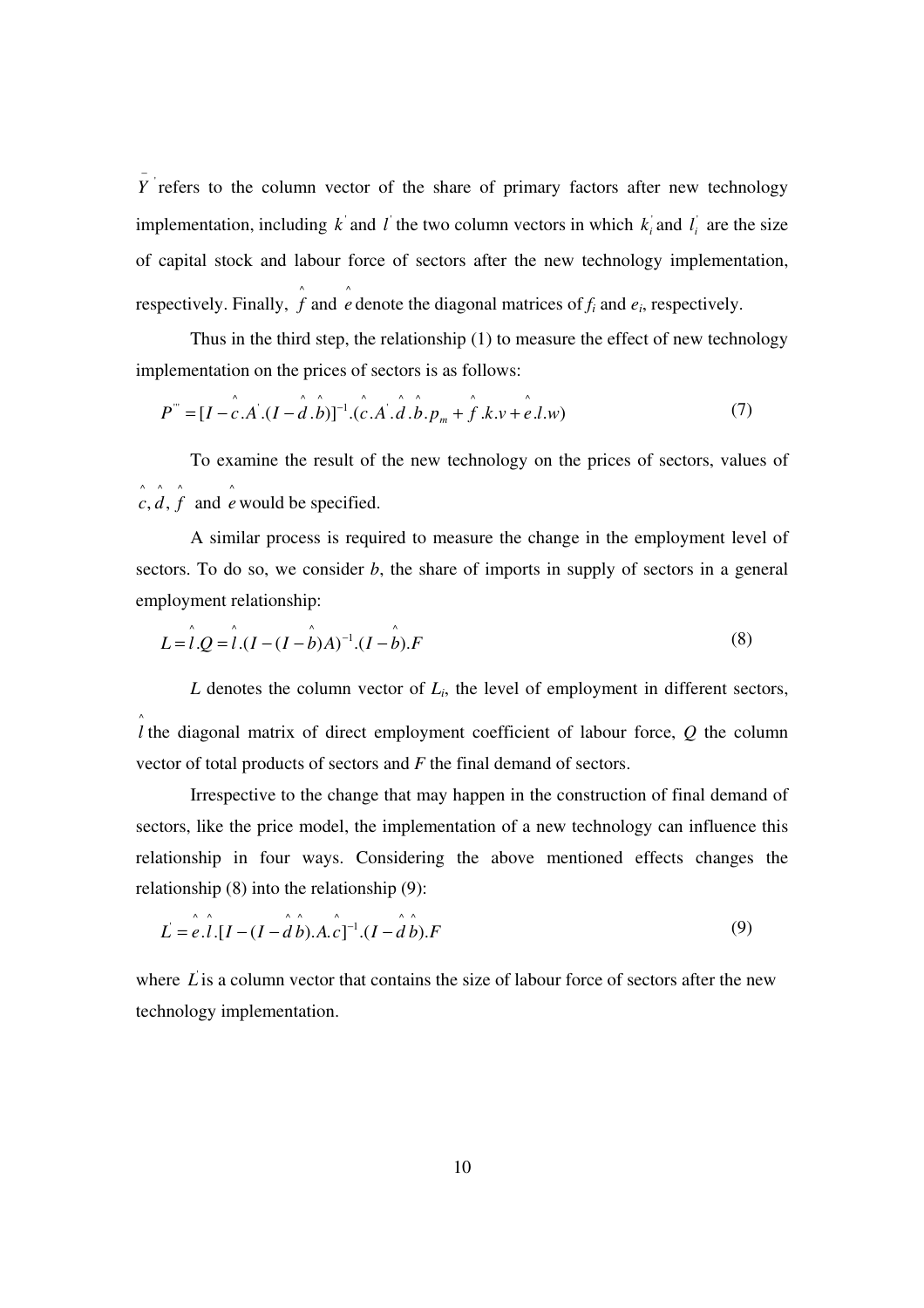$\bar{Y}'$ refers to the column vector of the share of primary factors after new technology implementation, including $k'$ and $l'$ the two column vectors in which $k_i'$ and $l_i'$ are the size of capital stock and labour force of sectors after the new technology implementation, respectively. Finally, $\hat{f}$ and $\hat{e}$ denote the diagonal matrices of $f_i$ and $e_i$, respectively.

Thus in the third step, the relationship (1) to measure the effect of new technology implementation on the prices of sectors is as follows:

$$P''' = [I - \hat{c}.A'.(I - \hat{d}.\hat{b})]^{-1}.(\hat{c}.A'.\hat{d}.\hat{b}.p_m + \hat{f}.k.v + \hat{e}.l.w) \tag{7}$$

To examine the result of the new technology on the prices of sectors, values of $\hat{c}, \hat{d}, \hat{f}$ and $\hat{e}$ would be specified.

A similar process is required to measure the change in the employment level of sectors. To do so, we consider $b$, the share of imports in supply of sectors in a general employment relationship:

$$L = \hat{l}.Q = \hat{l}.(I - (I - \hat{b})A)^{-1}.(I - \hat{b}).F \tag{8}$$

$L$ denotes the column vector of $L_i$, the level of employment in different sectors, $\hat{l}$ the diagonal matrix of direct employment coefficient of labour force, $Q$ the column vector of total products of sectors and $F$ the final demand of sectors.

Irrespective to the change that may happen in the construction of final demand of sectors, like the price model, the implementation of a new technology can influence this relationship in four ways. Considering the above mentioned effects changes the relationship (8) into the relationship (9):

$$L' = \hat{e}.\hat{l}.[I - (I - \hat{d}\,\hat{b}).A.\hat{c}]^{-1}.(I - \hat{d}\,\hat{b}).F \tag{9}$$

where $L'$ is a column vector that contains the size of labour force of sectors after the new technology implementation.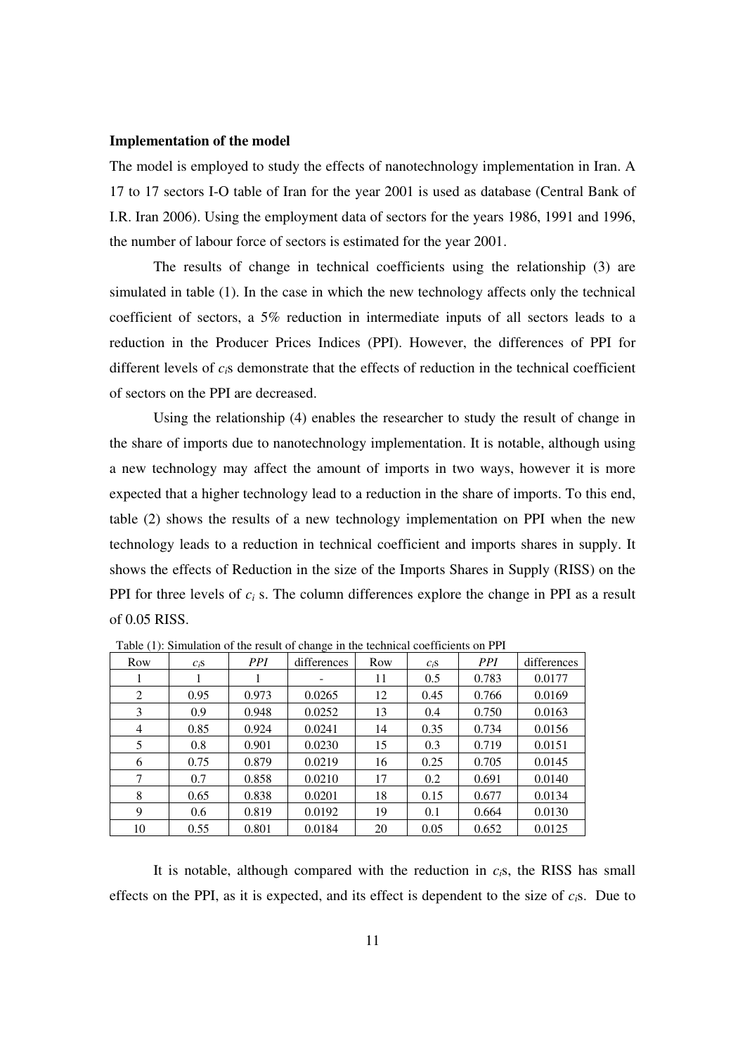**Implementation of the model**

The model is employed to study the effects of nanotechnology implementation in Iran. A 17 to 17 sectors I-O table of Iran for the year 2001 is used as database (Central Bank of I.R. Iran 2006). Using the employment data of sectors for the years 1986, 1991 and 1996, the number of labour force of sectors is estimated for the year 2001.

The results of change in technical coefficients using the relationship (3) are simulated in table (1). In the case in which the new technology affects only the technical coefficient of sectors, a 5% reduction in intermediate inputs of all sectors leads to a reduction in the Producer Prices Indices (PPI). However, the differences of PPI for different levels of $c_i$s demonstrate that the effects of reduction in the technical coefficient of sectors on the PPI are decreased.

Using the relationship (4) enables the researcher to study the result of change in the share of imports due to nanotechnology implementation. It is notable, although using a new technology may affect the amount of imports in two ways, however it is more expected that a higher technology lead to a reduction in the share of imports. To this end, table (2) shows the results of a new technology implementation on PPI when the new technology leads to a reduction in technical coefficient and imports shares in supply. It shows the effects of Reduction in the size of the Imports Shares in Supply (RISS) on the PPI for three levels of $c_i$ s. The column differences explore the change in PPI as a result of 0.05 RISS.

Table (1): Simulation of the result of change in the technical coefficients on PPI

| Row | $c_i$s | *PPI* | differences | Row | $c_i$s | *PPI* | differences |
|---|---|---|---|---|---|---|---|
| 1 | 1 | 1 | - | 11 | 0.5 | 0.783 | 0.0177 |
| 2 | 0.95 | 0.973 | 0.0265 | 12 | 0.45 | 0.766 | 0.0169 |
| 3 | 0.9 | 0.948 | 0.0252 | 13 | 0.4 | 0.750 | 0.0163 |
| 4 | 0.85 | 0.924 | 0.0241 | 14 | 0.35 | 0.734 | 0.0156 |
| 5 | 0.8 | 0.901 | 0.0230 | 15 | 0.3 | 0.719 | 0.0151 |
| 6 | 0.75 | 0.879 | 0.0219 | 16 | 0.25 | 0.705 | 0.0145 |
| 7 | 0.7 | 0.858 | 0.0210 | 17 | 0.2 | 0.691 | 0.0140 |
| 8 | 0.65 | 0.838 | 0.0201 | 18 | 0.15 | 0.677 | 0.0134 |
| 9 | 0.6 | 0.819 | 0.0192 | 19 | 0.1 | 0.664 | 0.0130 |
| 10 | 0.55 | 0.801 | 0.0184 | 20 | 0.05 | 0.652 | 0.0125 |

It is notable, although compared with the reduction in $c_i$s, the RISS has small effects on the PPI, as it is expected, and its effect is dependent to the size of $c_i$s. Due to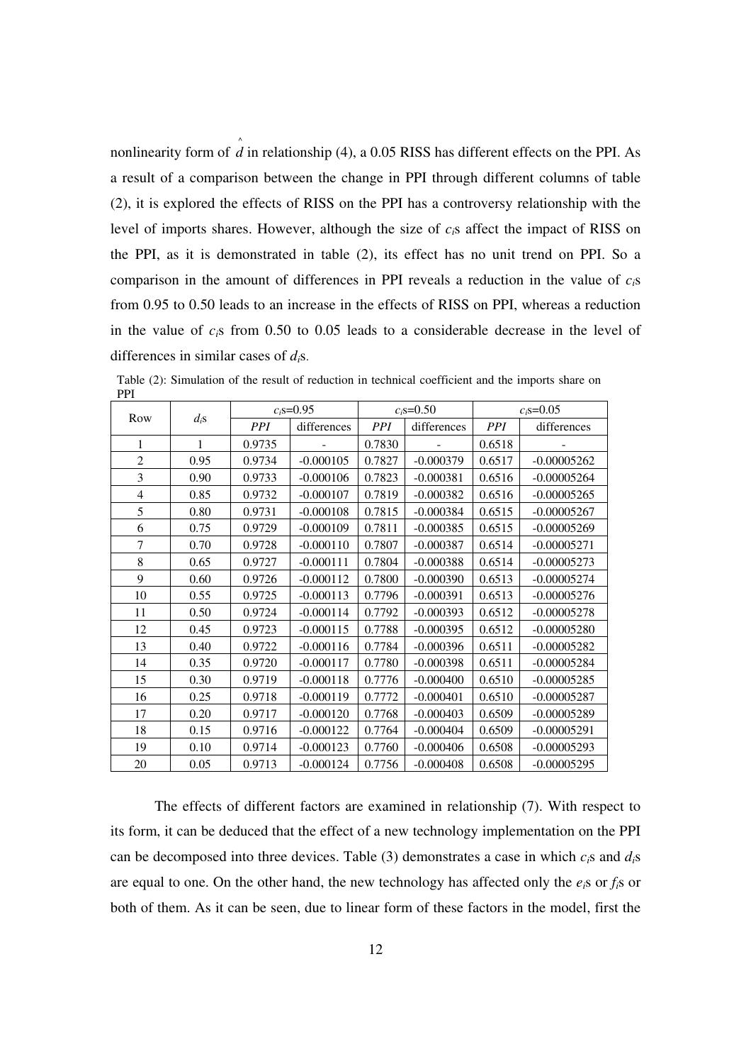nonlinearity form of $\hat{d}$ in relationship (4), a 0.05 RISS has different effects on the PPI. As a result of a comparison between the change in PPI through different columns of table (2), it is explored the effects of RISS on the PPI has a controversy relationship with the level of imports shares. However, although the size of $c_i$s affect the impact of RISS on the PPI, as it is demonstrated in table (2), its effect has no unit trend on PPI. So a comparison in the amount of differences in PPI reveals a reduction in the value of $c_i$s from 0.95 to 0.50 leads to an increase in the effects of RISS on PPI, whereas a reduction in the value of $c_i$s from 0.50 to 0.05 leads to a considerable decrease in the level of differences in similar cases of $d_i$s.

Table (2): Simulation of the result of reduction in technical coefficient and the imports share on PPI

| Row | $d_i$s | $c_i$s=0.95 | | $c_i$s=0.50 | | $c_i$s=0.05 | |
|---|---|---|---|---|---|---|---|
| | | *PPI* | differences | *PPI* | differences | *PPI* | differences |
| 1 | 1 | 0.9735 | - | 0.7830 | - | 0.6518 | - |
| 2 | 0.95 | 0.9734 | -0.000105 | 0.7827 | -0.000379 | 0.6517 | -0.00005262 |
| 3 | 0.90 | 0.9733 | -0.000106 | 0.7823 | -0.000381 | 0.6516 | -0.00005264 |
| 4 | 0.85 | 0.9732 | -0.000107 | 0.7819 | -0.000382 | 0.6516 | -0.00005265 |
| 5 | 0.80 | 0.9731 | -0.000108 | 0.7815 | -0.000384 | 0.6515 | -0.00005267 |
| 6 | 0.75 | 0.9729 | -0.000109 | 0.7811 | -0.000385 | 0.6515 | -0.00005269 |
| 7 | 0.70 | 0.9728 | -0.000110 | 0.7807 | -0.000387 | 0.6514 | -0.00005271 |
| 8 | 0.65 | 0.9727 | -0.000111 | 0.7804 | -0.000388 | 0.6514 | -0.00005273 |
| 9 | 0.60 | 0.9726 | -0.000112 | 0.7800 | -0.000390 | 0.6513 | -0.00005274 |
| 10 | 0.55 | 0.9725 | -0.000113 | 0.7796 | -0.000391 | 0.6513 | -0.00005276 |
| 11 | 0.50 | 0.9724 | -0.000114 | 0.7792 | -0.000393 | 0.6512 | -0.00005278 |
| 12 | 0.45 | 0.9723 | -0.000115 | 0.7788 | -0.000395 | 0.6512 | -0.00005280 |
| 13 | 0.40 | 0.9722 | -0.000116 | 0.7784 | -0.000396 | 0.6511 | -0.00005282 |
| 14 | 0.35 | 0.9720 | -0.000117 | 0.7780 | -0.000398 | 0.6511 | -0.00005284 |
| 15 | 0.30 | 0.9719 | -0.000118 | 0.7776 | -0.000400 | 0.6510 | -0.00005285 |
| 16 | 0.25 | 0.9718 | -0.000119 | 0.7772 | -0.000401 | 0.6510 | -0.00005287 |
| 17 | 0.20 | 0.9717 | -0.000120 | 0.7768 | -0.000403 | 0.6509 | -0.00005289 |
| 18 | 0.15 | 0.9716 | -0.000122 | 0.7764 | -0.000404 | 0.6509 | -0.00005291 |
| 19 | 0.10 | 0.9714 | -0.000123 | 0.7760 | -0.000406 | 0.6508 | -0.00005293 |
| 20 | 0.05 | 0.9713 | -0.000124 | 0.7756 | -0.000408 | 0.6508 | -0.00005295 |

The effects of different factors are examined in relationship (7). With respect to its form, it can be deduced that the effect of a new technology implementation on the PPI can be decomposed into three devices. Table (3) demonstrates a case in which $c_i$s and $d_i$s are equal to one. On the other hand, the new technology has affected only the $e_i$s or $f_i$s or both of them. As it can be seen, due to linear form of these factors in the model, first the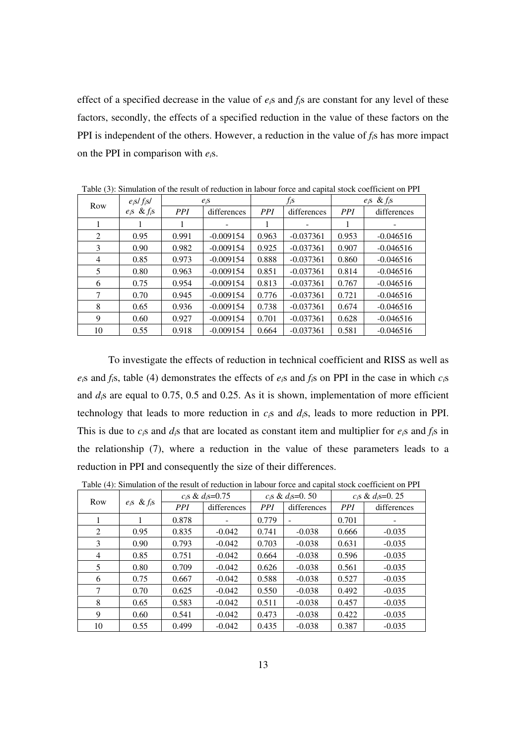effect of a specified decrease in the value of $e_i$s and $f_i$s are constant for any level of these factors, secondly, the effects of a specified reduction in the value of these factors on the PPI is independent of the others. However, a reduction in the value of $f_i$s has more impact on the PPI in comparison with $e_i$s.

Table (3): Simulation of the result of reduction in labour force and capital stock coefficient on PPI

| Row | $e_i$s/ $f_i$s/ $e_i$s & $f_i$s | $e_i$s | | $f_i$s | | $e_i$s & $f_i$s | |
|---|---|---|---|---|---|---|---|
| | | *PPI* | differences | *PPI* | differences | *PPI* | differences |
| 1 | 1 | 1 | - | 1 | - | 1 | - |
| 2 | 0.95 | 0.991 | -0.009154 | 0.963 | -0.037361 | 0.953 | -0.046516 |
| 3 | 0.90 | 0.982 | -0.009154 | 0.925 | -0.037361 | 0.907 | -0.046516 |
| 4 | 0.85 | 0.973 | -0.009154 | 0.888 | -0.037361 | 0.860 | -0.046516 |
| 5 | 0.80 | 0.963 | -0.009154 | 0.851 | -0.037361 | 0.814 | -0.046516 |
| 6 | 0.75 | 0.954 | -0.009154 | 0.813 | -0.037361 | 0.767 | -0.046516 |
| 7 | 0.70 | 0.945 | -0.009154 | 0.776 | -0.037361 | 0.721 | -0.046516 |
| 8 | 0.65 | 0.936 | -0.009154 | 0.738 | -0.037361 | 0.674 | -0.046516 |
| 9 | 0.60 | 0.927 | -0.009154 | 0.701 | -0.037361 | 0.628 | -0.046516 |
| 10 | 0.55 | 0.918 | -0.009154 | 0.664 | -0.037361 | 0.581 | -0.046516 |

To investigate the effects of reduction in technical coefficient and RISS as well as $e_i$s and $f_i$s, table (4) demonstrates the effects of $e_i$s and $f_i$s on PPI in the case in which $c_i$s and $d_i$s are equal to 0.75, 0.5 and 0.25. As it is shown, implementation of more efficient technology that leads to more reduction in $c_i$s and $d_i$s, leads to more reduction in PPI. This is due to $c_i$s and $d_i$s that are located as constant item and multiplier for $e_i$s and $f_i$s in the relationship (7), where a reduction in the value of these parameters leads to a reduction in PPI and consequently the size of their differences.

Table (4): Simulation of the result of reduction in labour force and capital stock coefficient on PPI

| Row | $e_i$s & $f_i$s | $c_i$s & $d_i$s=0.75 | | $c_i$s & $d_i$s=0. 50 | | $c_i$s & $d_i$s=0. 25 | |
|---|---|---|---|---|---|---|---|
| | | *PPI* | differences | *PPI* | differences | *PPI* | differences |
| 1 | 1 | 0.878 | - | 0.779 | - | 0.701 | - |
| 2 | 0.95 | 0.835 | -0.042 | 0.741 | -0.038 | 0.666 | -0.035 |
| 3 | 0.90 | 0.793 | -0.042 | 0.703 | -0.038 | 0.631 | -0.035 |
| 4 | 0.85 | 0.751 | -0.042 | 0.664 | -0.038 | 0.596 | -0.035 |
| 5 | 0.80 | 0.709 | -0.042 | 0.626 | -0.038 | 0.561 | -0.035 |
| 6 | 0.75 | 0.667 | -0.042 | 0.588 | -0.038 | 0.527 | -0.035 |
| 7 | 0.70 | 0.625 | -0.042 | 0.550 | -0.038 | 0.492 | -0.035 |
| 8 | 0.65 | 0.583 | -0.042 | 0.511 | -0.038 | 0.457 | -0.035 |
| 9 | 0.60 | 0.541 | -0.042 | 0.473 | -0.038 | 0.422 | -0.035 |
| 10 | 0.55 | 0.499 | -0.042 | 0.435 | -0.038 | 0.387 | -0.035 |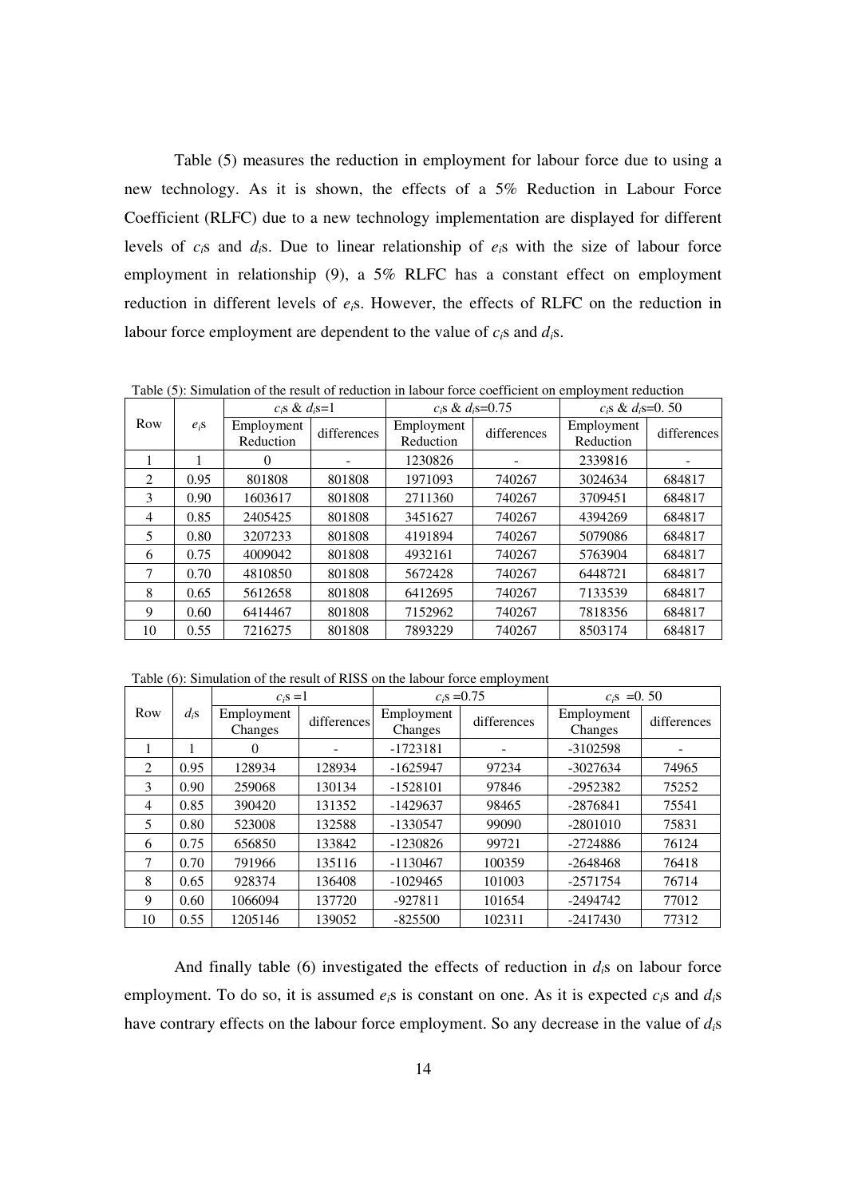Table (5) measures the reduction in employment for labour force due to using a new technology. As it is shown, the effects of a 5% Reduction in Labour Force Coefficient (RLFC) due to a new technology implementation are displayed for different levels of $c_i$s and $d_i$s. Due to linear relationship of $e_i$s with the size of labour force employment in relationship (9), a 5% RLFC has a constant effect on employment reduction in different levels of $e_i$s. However, the effects of RLFC on the reduction in labour force employment are dependent to the value of $c_i$s and $d_i$s.

Table (5): Simulation of the result of reduction in labour force coefficient on employment reduction

| Row | $e_i$s | $c_i$s & $d_i$s=1 | | $c_i$s & $d_i$s=0.75 | | $c_i$s & $d_i$s=0. 50 | |
|---|---|---|---|---|---|---|---|
| | | Employment Reduction | differences | Employment Reduction | differences | Employment Reduction | differences |
| 1 | 1 | 0 | - | 1230826 | - | 2339816 | - |
| 2 | 0.95 | 801808 | 801808 | 1971093 | 740267 | 3024634 | 684817 |
| 3 | 0.90 | 1603617 | 801808 | 2711360 | 740267 | 3709451 | 684817 |
| 4 | 0.85 | 2405425 | 801808 | 3451627 | 740267 | 4394269 | 684817 |
| 5 | 0.80 | 3207233 | 801808 | 4191894 | 740267 | 5079086 | 684817 |
| 6 | 0.75 | 4009042 | 801808 | 4932161 | 740267 | 5763904 | 684817 |
| 7 | 0.70 | 4810850 | 801808 | 5672428 | 740267 | 6448721 | 684817 |
| 8 | 0.65 | 5612658 | 801808 | 6412695 | 740267 | 7133539 | 684817 |
| 9 | 0.60 | 6414467 | 801808 | 7152962 | 740267 | 7818356 | 684817 |
| 10 | 0.55 | 7216275 | 801808 | 7893229 | 740267 | 8503174 | 684817 |

Table (6): Simulation of the result of RISS on the labour force employment

| Row | $d_i$s | $c_i$s =1 | | $c_i$s =0.75 | | $c_i$s =0. 50 | |
|---|---|---|---|---|---|---|---|
| | | Employment Changes | differences | Employment Changes | differences | Employment Changes | differences |
| 1 | 1 | 0 | - | -1723181 | - | -3102598 | - |
| 2 | 0.95 | 128934 | 128934 | -1625947 | 97234 | -3027634 | 74965 |
| 3 | 0.90 | 259068 | 130134 | -1528101 | 97846 | -2952382 | 75252 |
| 4 | 0.85 | 390420 | 131352 | -1429637 | 98465 | -2876841 | 75541 |
| 5 | 0.80 | 523008 | 132588 | -1330547 | 99090 | -2801010 | 75831 |
| 6 | 0.75 | 656850 | 133842 | -1230826 | 99721 | -2724886 | 76124 |
| 7 | 0.70 | 791966 | 135116 | -1130467 | 100359 | -2648468 | 76418 |
| 8 | 0.65 | 928374 | 136408 | -1029465 | 101003 | -2571754 | 76714 |
| 9 | 0.60 | 1066094 | 137720 | -927811 | 101654 | -2494742 | 77012 |
| 10 | 0.55 | 1205146 | 139052 | -825500 | 102311 | -2417430 | 77312 |

And finally table (6) investigated the effects of reduction in $d_i$s on labour force employment. To do so, it is assumed $e_i$s is constant on one. As it is expected $c_i$s and $d_i$s have contrary effects on the labour force employment. So any decrease in the value of $d_i$s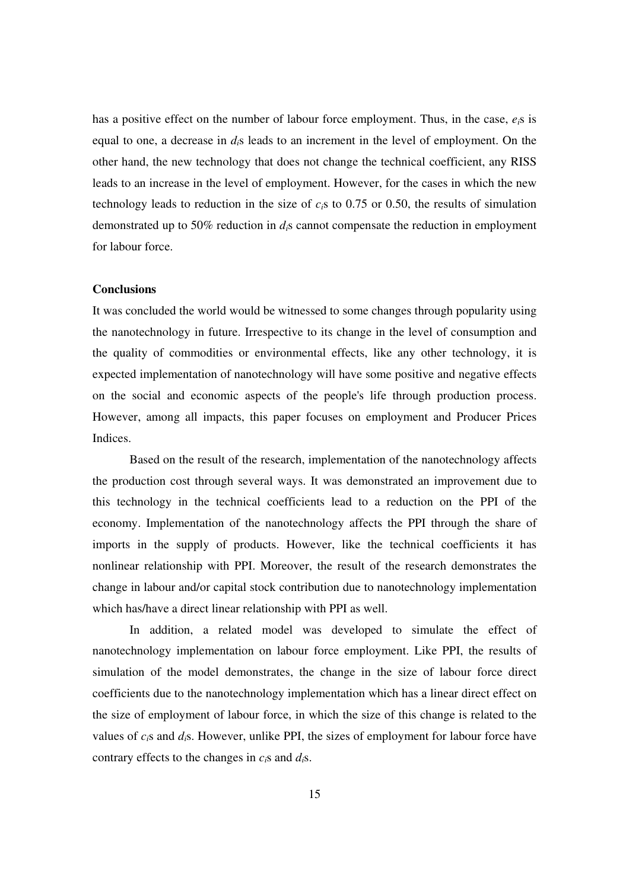has a positive effect on the number of labour force employment. Thus, in the case, $e_i$s is equal to one, a decrease in $d_i$s leads to an increment in the level of employment. On the other hand, the new technology that does not change the technical coefficient, any RISS leads to an increase in the level of employment. However, for the cases in which the new technology leads to reduction in the size of $c_i$s to 0.75 or 0.50, the results of simulation demonstrated up to 50% reduction in $d_i$s cannot compensate the reduction in employment for labour force.

**Conclusions**

It was concluded the world would be witnessed to some changes through popularity using the nanotechnology in future. Irrespective to its change in the level of consumption and the quality of commodities or environmental effects, like any other technology, it is expected implementation of nanotechnology will have some positive and negative effects on the social and economic aspects of the people's life through production process. However, among all impacts, this paper focuses on employment and Producer Prices Indices.

Based on the result of the research, implementation of the nanotechnology affects the production cost through several ways. It was demonstrated an improvement due to this technology in the technical coefficients lead to a reduction on the PPI of the economy. Implementation of the nanotechnology affects the PPI through the share of imports in the supply of products. However, like the technical coefficients it has nonlinear relationship with PPI. Moreover, the result of the research demonstrates the change in labour and/or capital stock contribution due to nanotechnology implementation which has/have a direct linear relationship with PPI as well.

In addition, a related model was developed to simulate the effect of nanotechnology implementation on labour force employment. Like PPI, the results of simulation of the model demonstrates, the change in the size of labour force direct coefficients due to the nanotechnology implementation which has a linear direct effect on the size of employment of labour force, in which the size of this change is related to the values of $c_i$s and $d_i$s. However, unlike PPI, the sizes of employment for labour force have contrary effects to the changes in $c_i$s and $d_i$s.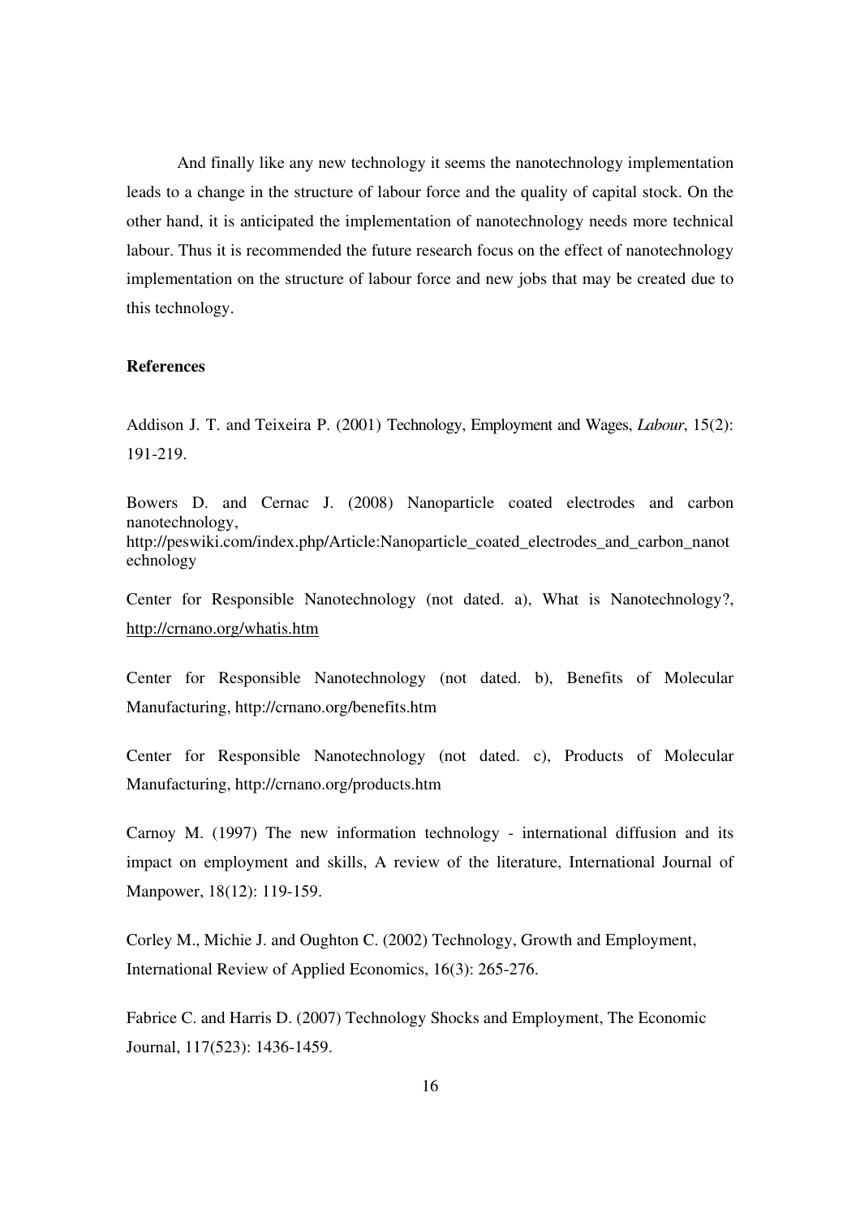And finally like any new technology it seems the nanotechnology implementation leads to a change in the structure of labour force and the quality of capital stock. On the other hand, it is anticipated the implementation of nanotechnology needs more technical labour. Thus it is recommended the future research focus on the effect of nanotechnology implementation on the structure of labour force and new jobs that may be created due to this technology.

**References**

Addison J. T. and Teixeira P. (2001) Technology, Employment and Wages, *Labour*, 15(2): 191-219.

Bowers D. and Cernac J. (2008) Nanoparticle coated electrodes and carbon nanotechnology, http://peswiki.com/index.php/Article:Nanoparticle_coated_electrodes_and_carbon_nanotechnology

Center for Responsible Nanotechnology (not dated. a), What is Nanotechnology?, http://crnano.org/whatis.htm

Center for Responsible Nanotechnology (not dated. b), Benefits of Molecular Manufacturing, http://crnano.org/benefits.htm

Center for Responsible Nanotechnology (not dated. c), Products of Molecular Manufacturing, http://crnano.org/products.htm

Carnoy M. (1997) The new information technology - international diffusion and its impact on employment and skills, A review of the literature, International Journal of Manpower, 18(12): 119-159.

Corley M., Michie J. and Oughton C. (2002) Technology, Growth and Employment, International Review of Applied Economics, 16(3): 265-276.

Fabrice C. and Harris D. (2007) Technology Shocks and Employment, The Economic Journal, 117(523): 1436-1459.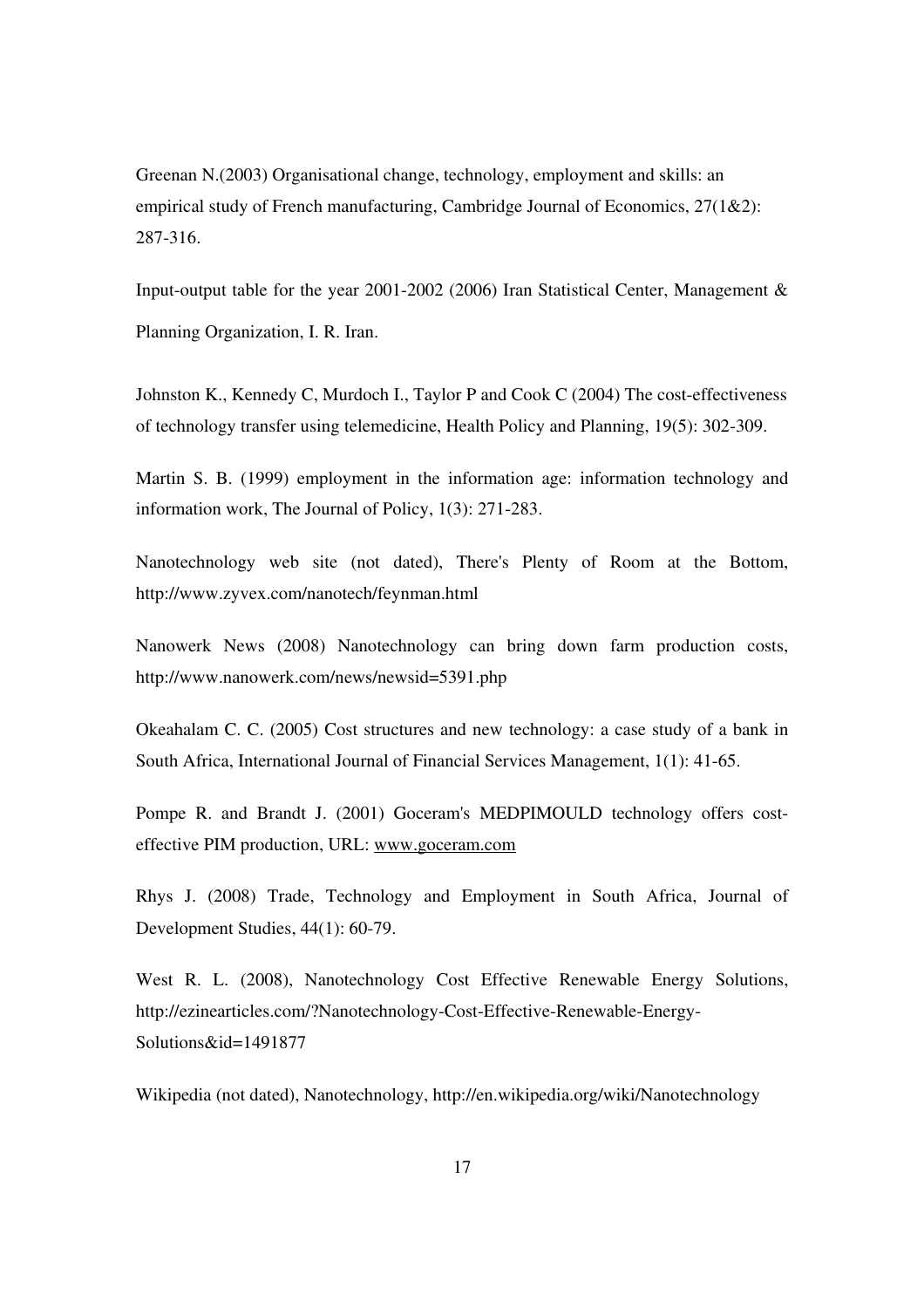Greenan N.(2003) Organisational change, technology, employment and skills: an empirical study of French manufacturing, Cambridge Journal of Economics, 27(1&2): 287-316.

Input-output table for the year 2001-2002 (2006) Iran Statistical Center, Management & Planning Organization, I. R. Iran.

Johnston K., Kennedy C, Murdoch I., Taylor P and Cook C (2004) The cost-effectiveness of technology transfer using telemedicine, Health Policy and Planning, 19(5): 302-309.

Martin S. B. (1999) employment in the information age: information technology and information work, The Journal of Policy, 1(3): 271-283.

Nanotechnology web site (not dated), There's Plenty of Room at the Bottom, http://www.zyvex.com/nanotech/feynman.html

Nanowerk News (2008) Nanotechnology can bring down farm production costs, http://www.nanowerk.com/news/newsid=5391.php

Okeahalam C. C. (2005) Cost structures and new technology: a case study of a bank in South Africa, International Journal of Financial Services Management, 1(1): 41-65.

Pompe R. and Brandt J. (2001) Goceram's MEDPIMOULD technology offers cost-effective PIM production, URL: www.goceram.com

Rhys J. (2008) Trade, Technology and Employment in South Africa, Journal of Development Studies, 44(1): 60-79.

West R. L. (2008), Nanotechnology Cost Effective Renewable Energy Solutions, http://ezinearticles.com/?Nanotechnology-Cost-Effective-Renewable-Energy-Solutions&id=1491877

Wikipedia (not dated), Nanotechnology, http://en.wikipedia.org/wiki/Nanotechnology